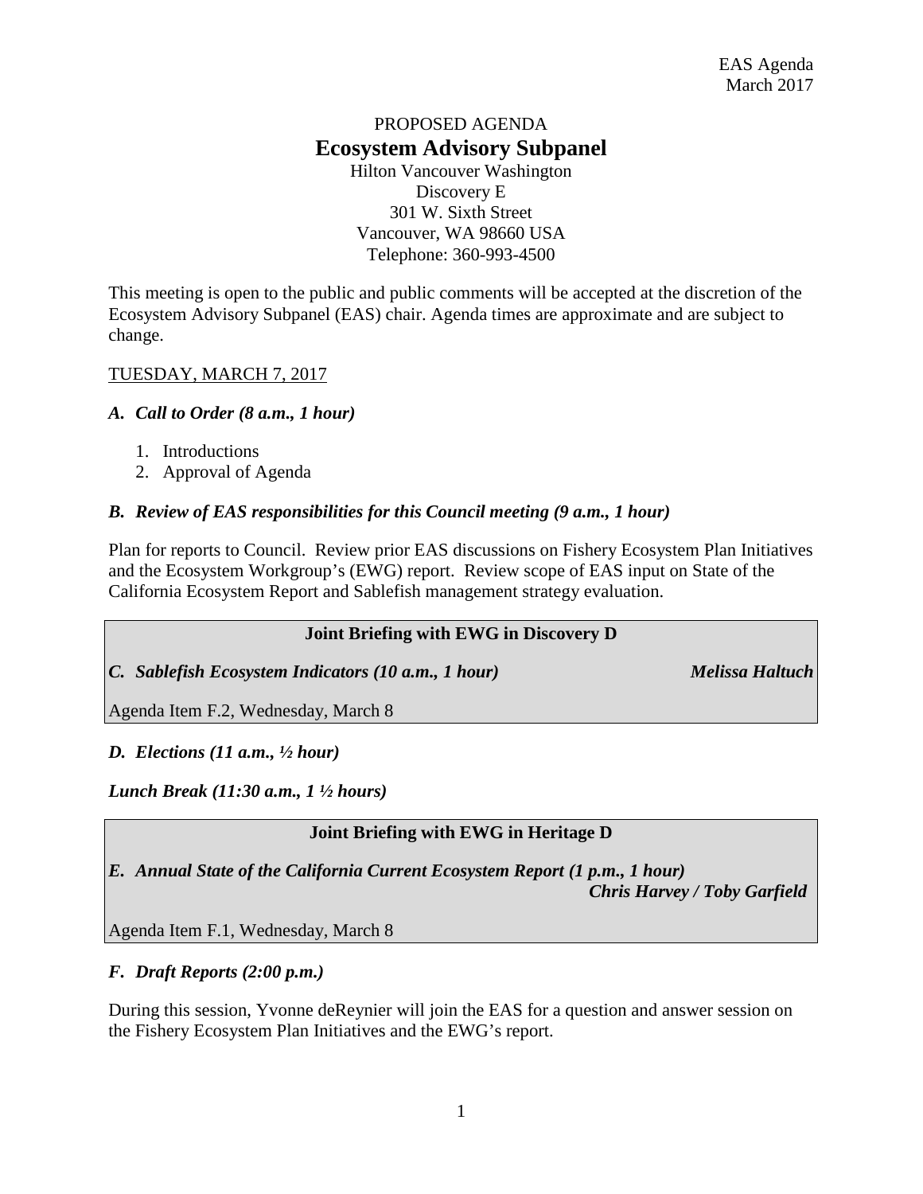EAS Agenda
March 2017

PROPOSED AGENDA

# Ecosystem Advisory Subpanel

Hilton Vancouver Washington
Discovery E
301 W. Sixth Street
Vancouver, WA 98660 USA
Telephone: 360-993-4500

This meeting is open to the public and public comments will be accepted at the discretion of the Ecosystem Advisory Subpanel (EAS) chair. Agenda times are approximate and are subject to change.

TUESDAY, MARCH 7, 2017

### *A. Call to Order (8 a.m., 1 hour)*

1. Introductions
2. Approval of Agenda

### *B. Review of EAS responsibilities for this Council meeting (9 a.m., 1 hour)*

Plan for reports to Council. Review prior EAS discussions on Fishery Ecosystem Plan Initiatives and the Ecosystem Workgroup's (EWG) report. Review scope of EAS input on State of the California Ecosystem Report and Sablefish management strategy evaluation.

**Joint Briefing with EWG in Discovery D**

***C. Sablefish Ecosystem Indicators (10 a.m., 1 hour)*** ***Melissa Haltuch***

Agenda Item F.2, Wednesday, March 8

### *D. Elections (11 a.m., ½ hour)*

***Lunch Break (11:30 a.m., 1 ½ hours)***

**Joint Briefing with EWG in Heritage D**

***E. Annual State of the California Current Ecosystem Report (1 p.m., 1 hour)***
***Chris Harvey / Toby Garfield***

Agenda Item F.1, Wednesday, March 8

### *F. Draft Reports (2:00 p.m.)*

During this session, Yvonne deReynier will join the EAS for a question and answer session on the Fishery Ecosystem Plan Initiatives and the EWG's report.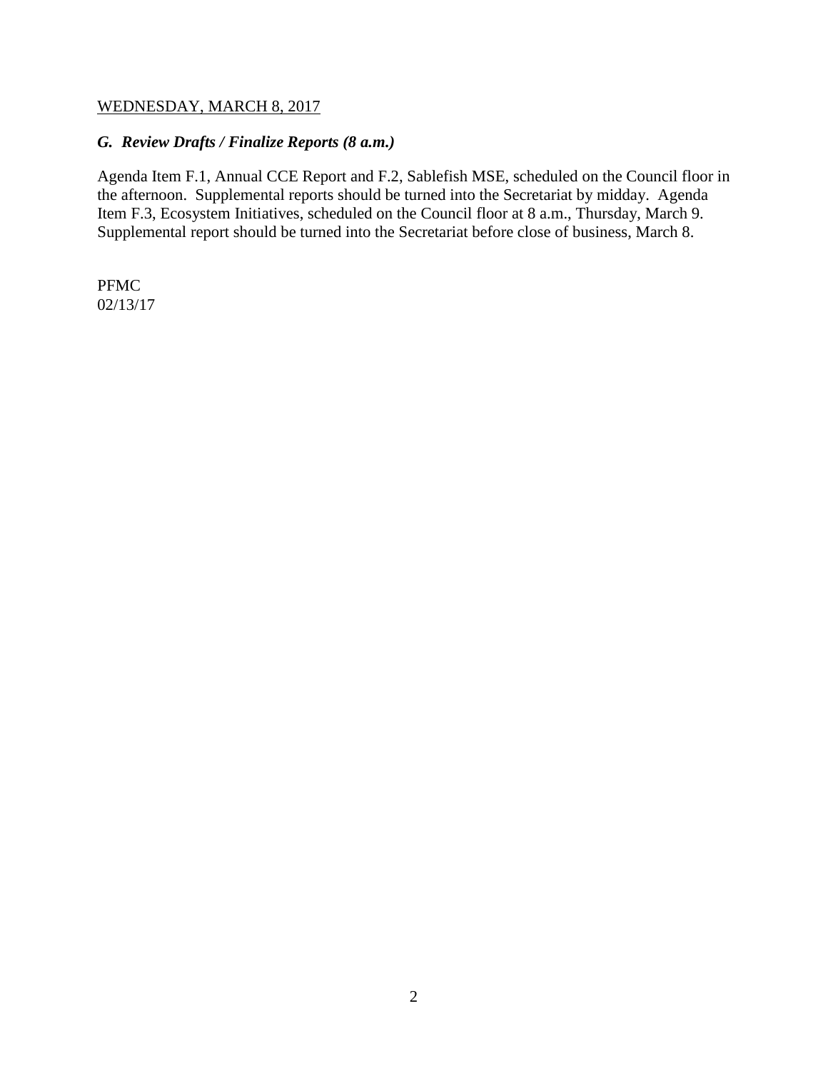WEDNESDAY, MARCH 8, 2017

### *G. Review Drafts / Finalize Reports (8 a.m.)*

Agenda Item F.1, Annual CCE Report and F.2, Sablefish MSE, scheduled on the Council floor in the afternoon. Supplemental reports should be turned into the Secretariat by midday. Agenda Item F.3, Ecosystem Initiatives, scheduled on the Council floor at 8 a.m., Thursday, March 9. Supplemental report should be turned into the Secretariat before close of business, March 8.

PFMC
02/13/17